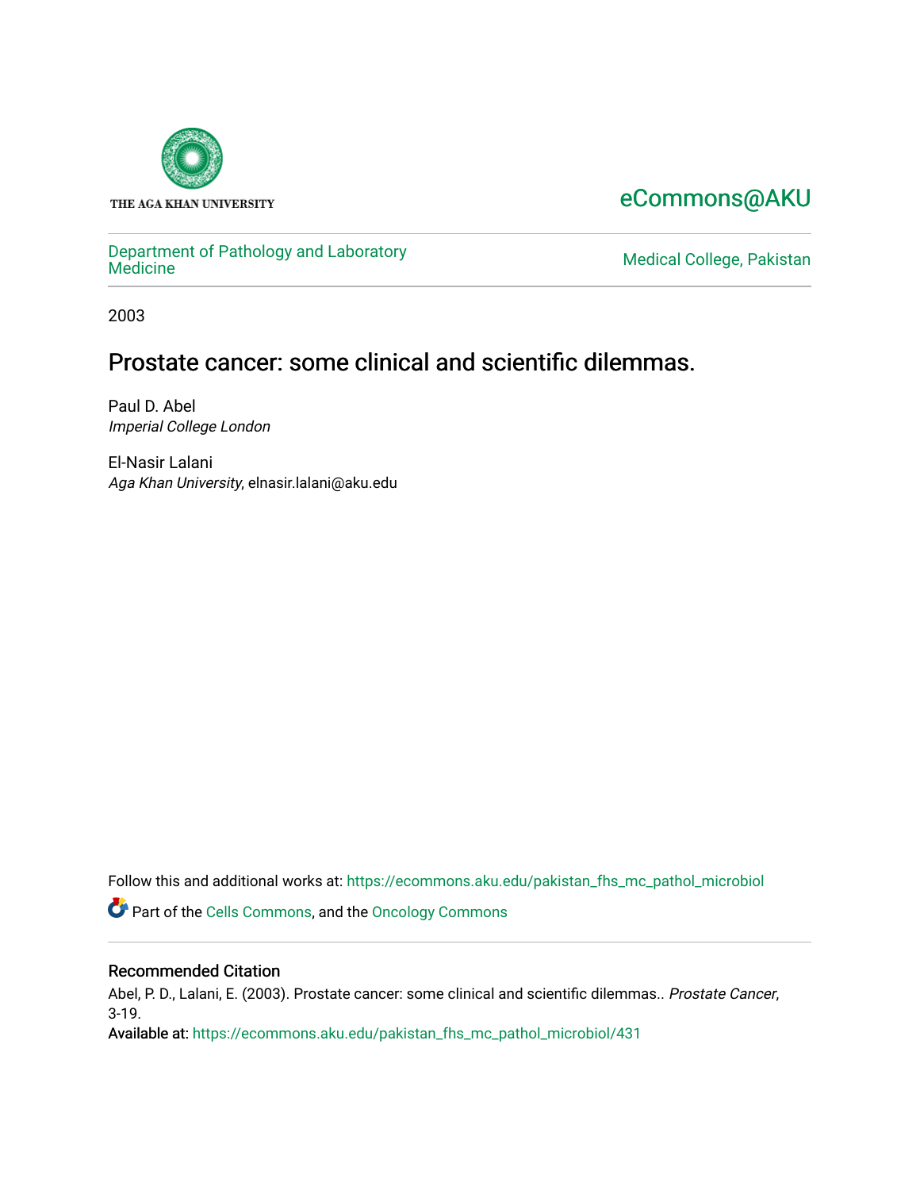THE AGA KHAN UNIVERSITY

eCommons@AKU

Department of Pathology and Laboratory Medicine

Medical College, Pakistan

2003

# Prostate cancer: some clinical and scientific dilemmas.

Paul D. Abel
*Imperial College London*

El-Nasir Lalani
*Aga Khan University*, elnasir.lalani@aku.edu

Follow this and additional works at: https://ecommons.aku.edu/pakistan_fhs_mc_pathol_microbiol

Part of the Cells Commons, and the Oncology Commons

## Recommended Citation

Abel, P. D., Lalani, E. (2003). Prostate cancer: some clinical and scientific dilemmas.. *Prostate Cancer*, 3-19.
Available at: https://ecommons.aku.edu/pakistan_fhs_mc_pathol_microbiol/431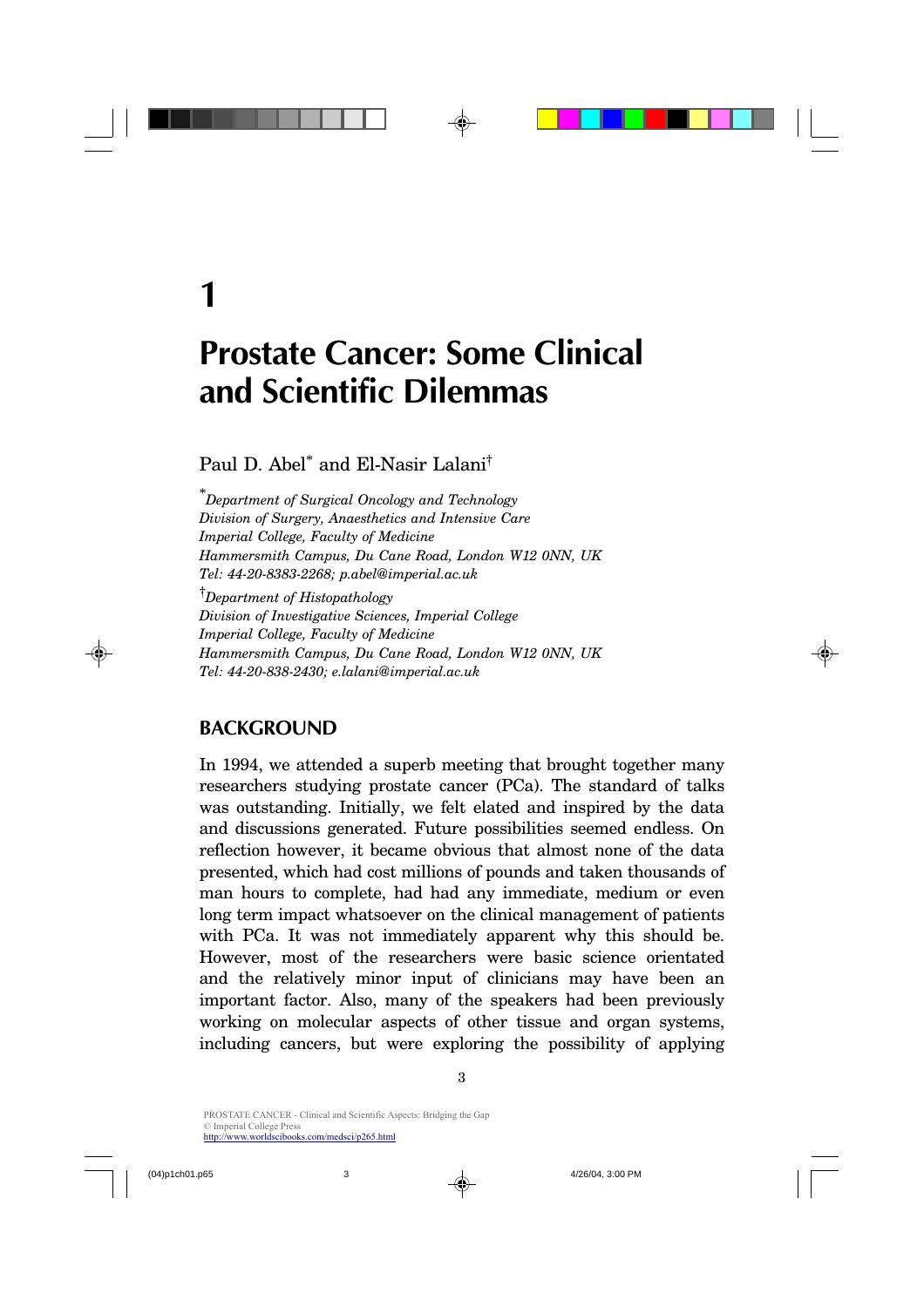# 1

# Prostate Cancer: Some Clinical and Scientific Dilemmas

Paul D. Abel[*] and El-Nasir Lalani[†]

[*]*Department of Surgical Oncology and Technology*
*Division of Surgery, Anaesthetics and Intensive Care*
*Imperial College, Faculty of Medicine*
*Hammersmith Campus, Du Cane Road, London W12 0NN, UK*
*Tel: 44-20-8383-2268; p.abel@imperial.ac.uk*

[†]*Department of Histopathology*
*Division of Investigative Sciences, Imperial College*
*Imperial College, Faculty of Medicine*
*Hammersmith Campus, Du Cane Road, London W12 0NN, UK*
*Tel: 44-20-838-2430; e.lalani@imperial.ac.uk*

## BACKGROUND

In 1994, we attended a superb meeting that brought together many researchers studying prostate cancer (PCa). The standard of talks was outstanding. Initially, we felt elated and inspired by the data and discussions generated. Future possibilities seemed endless. On reflection however, it became obvious that almost none of the data presented, which had cost millions of pounds and taken thousands of man hours to complete, had had any immediate, medium or even long term impact whatsoever on the clinical management of patients with PCa. It was not immediately apparent why this should be. However, most of the researchers were basic science orientated and the relatively minor input of clinicians may have been an important factor. Also, many of the speakers had been previously working on molecular aspects of other tissue and organ systems, including cancers, but were exploring the possibility of applying

PROSTATE CANCER - Clinical and Scientific Aspects: Bridging the Gap
© Imperial College Press
http://www.worldscibooks.com/medsci/p265.html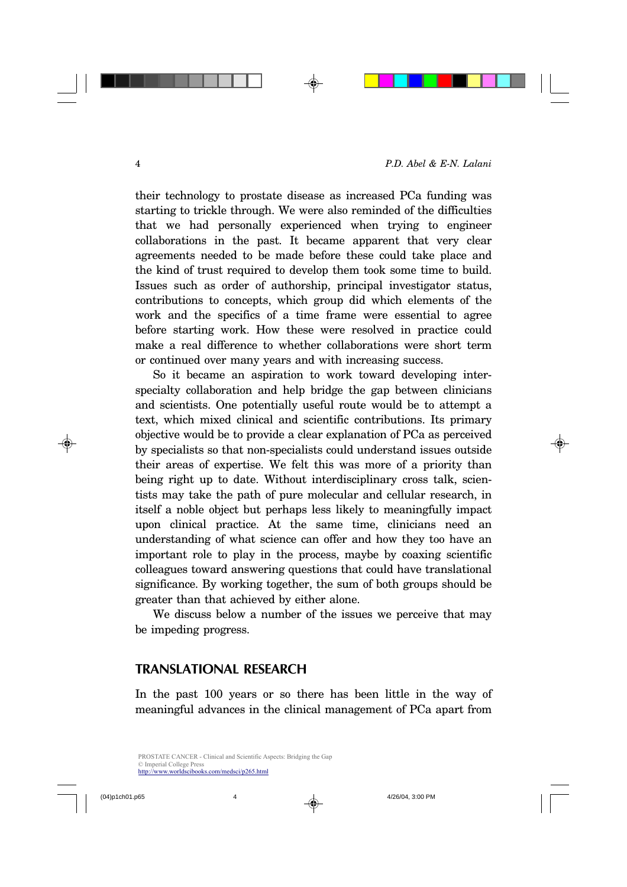their technology to prostate disease as increased PCa funding was starting to trickle through. We were also reminded of the difficulties that we had personally experienced when trying to engineer collaborations in the past. It became apparent that very clear agreements needed to be made before these could take place and the kind of trust required to develop them took some time to build. Issues such as order of authorship, principal investigator status, contributions to concepts, which group did which elements of the work and the specifics of a time frame were essential to agree before starting work. How these were resolved in practice could make a real difference to whether collaborations were short term or continued over many years and with increasing success.

So it became an aspiration to work toward developing inter-specialty collaboration and help bridge the gap between clinicians and scientists. One potentially useful route would be to attempt a text, which mixed clinical and scientific contributions. Its primary objective would be to provide a clear explanation of PCa as perceived by specialists so that non-specialists could understand issues outside their areas of expertise. We felt this was more of a priority than being right up to date. Without interdisciplinary cross talk, scientists may take the path of pure molecular and cellular research, in itself a noble object but perhaps less likely to meaningfully impact upon clinical practice. At the same time, clinicians need an understanding of what science can offer and how they too have an important role to play in the process, maybe by coaxing scientific colleagues toward answering questions that could have translational significance. By working together, the sum of both groups should be greater than that achieved by either alone.

We discuss below a number of the issues we perceive that may be impeding progress.

## TRANSLATIONAL RESEARCH

In the past 100 years or so there has been little in the way of meaningful advances in the clinical management of PCa apart from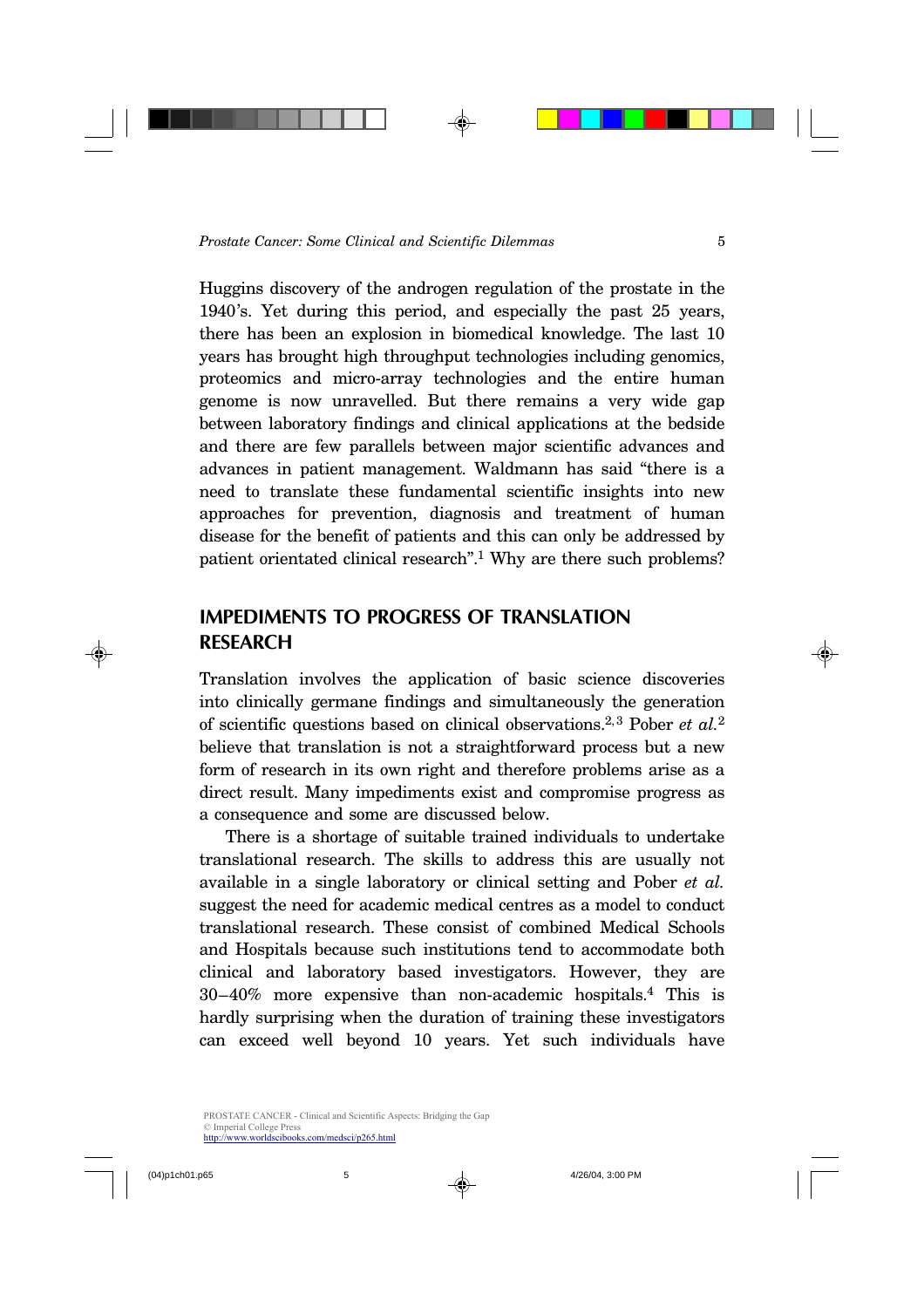Huggins discovery of the androgen regulation of the prostate in the 1940's. Yet during this period, and especially the past 25 years, there has been an explosion in biomedical knowledge. The last 10 years has brought high throughput technologies including genomics, proteomics and micro-array technologies and the entire human genome is now unravelled. But there remains a very wide gap between laboratory findings and clinical applications at the bedside and there are few parallels between major scientific advances and advances in patient management. Waldmann has said "there is a need to translate these fundamental scientific insights into new approaches for prevention, diagnosis and treatment of human disease for the benefit of patients and this can only be addressed by patient orientated clinical research".[1] Why are there such problems?

## IMPEDIMENTS TO PROGRESS OF TRANSLATION RESEARCH

Translation involves the application of basic science discoveries into clinically germane findings and simultaneously the generation of scientific questions based on clinical observations.[2,3] Pober *et al.*[2] believe that translation is not a straightforward process but a new form of research in its own right and therefore problems arise as a direct result. Many impediments exist and compromise progress as a consequence and some are discussed below.

There is a shortage of suitable trained individuals to undertake translational research. The skills to address this are usually not available in a single laboratory or clinical setting and Pober *et al.* suggest the need for academic medical centres as a model to conduct translational research. These consist of combined Medical Schools and Hospitals because such institutions tend to accommodate both clinical and laboratory based investigators. However, they are 30–40% more expensive than non-academic hospitals.[4] This is hardly surprising when the duration of training these investigators can exceed well beyond 10 years. Yet such individuals have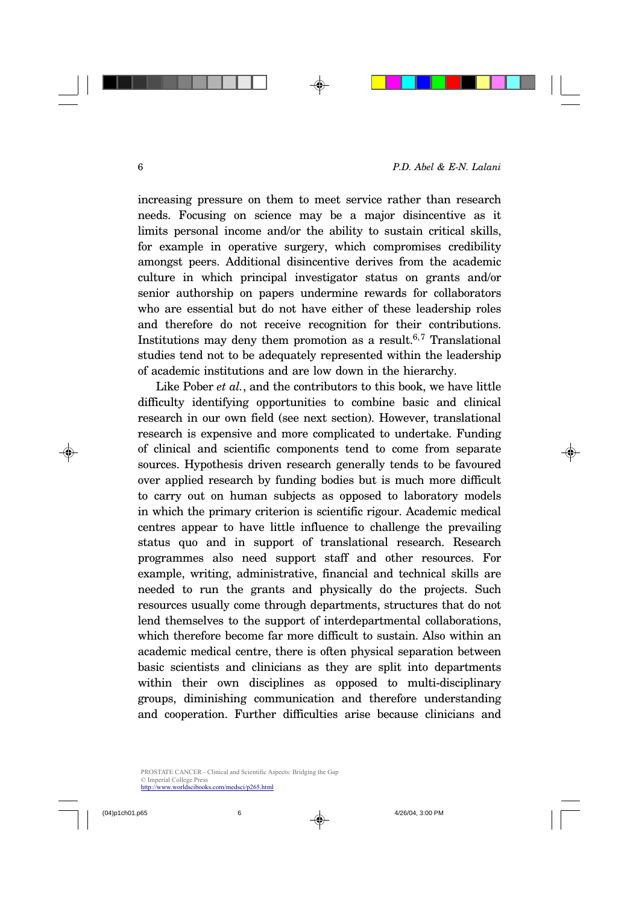increasing pressure on them to meet service rather than research needs. Focusing on science may be a major disincentive as it limits personal income and/or the ability to sustain critical skills, for example in operative surgery, which compromises credibility amongst peers. Additional disincentive derives from the academic culture in which principal investigator status on grants and/or senior authorship on papers undermine rewards for collaborators who are essential but do not have either of these leadership roles and therefore do not receive recognition for their contributions. Institutions may deny them promotion as a result.[6,7] Translational studies tend not to be adequately represented within the leadership of academic institutions and are low down in the hierarchy.

Like Pober *et al.*, and the contributors to this book, we have little difficulty identifying opportunities to combine basic and clinical research in our own field (see next section). However, translational research is expensive and more complicated to undertake. Funding of clinical and scientific components tend to come from separate sources. Hypothesis driven research generally tends to be favoured over applied research by funding bodies but is much more difficult to carry out on human subjects as opposed to laboratory models in which the primary criterion is scientific rigour. Academic medical centres appear to have little influence to challenge the prevailing status quo and in support of translational research. Research programmes also need support staff and other resources. For example, writing, administrative, financial and technical skills are needed to run the grants and physically do the projects. Such resources usually come through departments, structures that do not lend themselves to the support of interdepartmental collaborations, which therefore become far more difficult to sustain. Also within an academic medical centre, there is often physical separation between basic scientists and clinicians as they are split into departments within their own disciplines as opposed to multi-disciplinary groups, diminishing communication and therefore understanding and cooperation. Further difficulties arise because clinicians and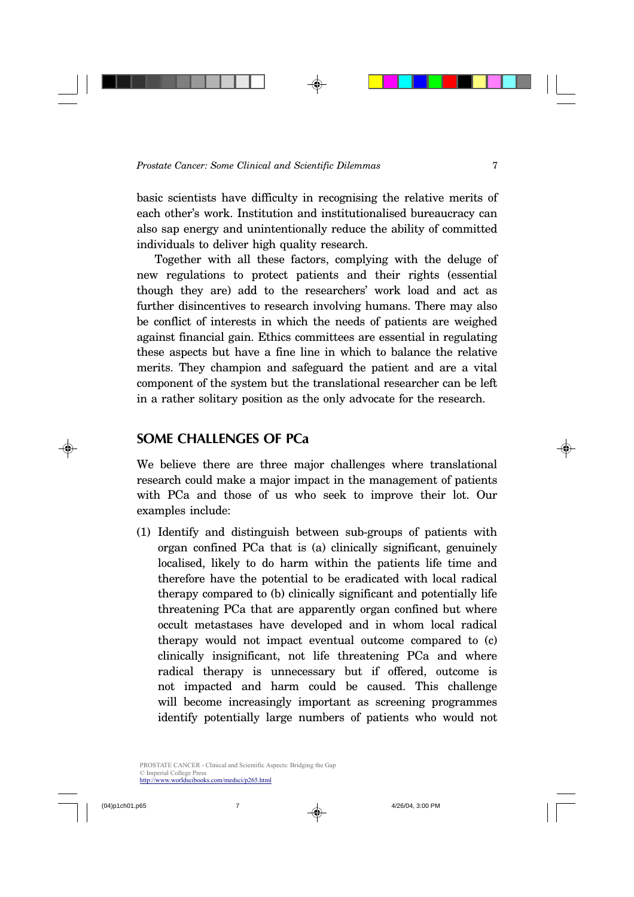basic scientists have difficulty in recognising the relative merits of each other's work. Institution and institutionalised bureaucracy can also sap energy and unintentionally reduce the ability of committed individuals to deliver high quality research.

Together with all these factors, complying with the deluge of new regulations to protect patients and their rights (essential though they are) add to the researchers' work load and act as further disincentives to research involving humans. There may also be conflict of interests in which the needs of patients are weighed against financial gain. Ethics committees are essential in regulating these aspects but have a fine line in which to balance the relative merits. They champion and safeguard the patient and are a vital component of the system but the translational researcher can be left in a rather solitary position as the only advocate for the research.

## SOME CHALLENGES OF PCa

We believe there are three major challenges where translational research could make a major impact in the management of patients with PCa and those of us who seek to improve their lot. Our examples include:

(1) Identify and distinguish between sub-groups of patients with organ confined PCa that is (a) clinically significant, genuinely localised, likely to do harm within the patients life time and therefore have the potential to be eradicated with local radical therapy compared to (b) clinically significant and potentially life threatening PCa that are apparently organ confined but where occult metastases have developed and in whom local radical therapy would not impact eventual outcome compared to (c) clinically insignificant, not life threatening PCa and where radical therapy is unnecessary but if offered, outcome is not impacted and harm could be caused. This challenge will become increasingly important as screening programmes identify potentially large numbers of patients who would not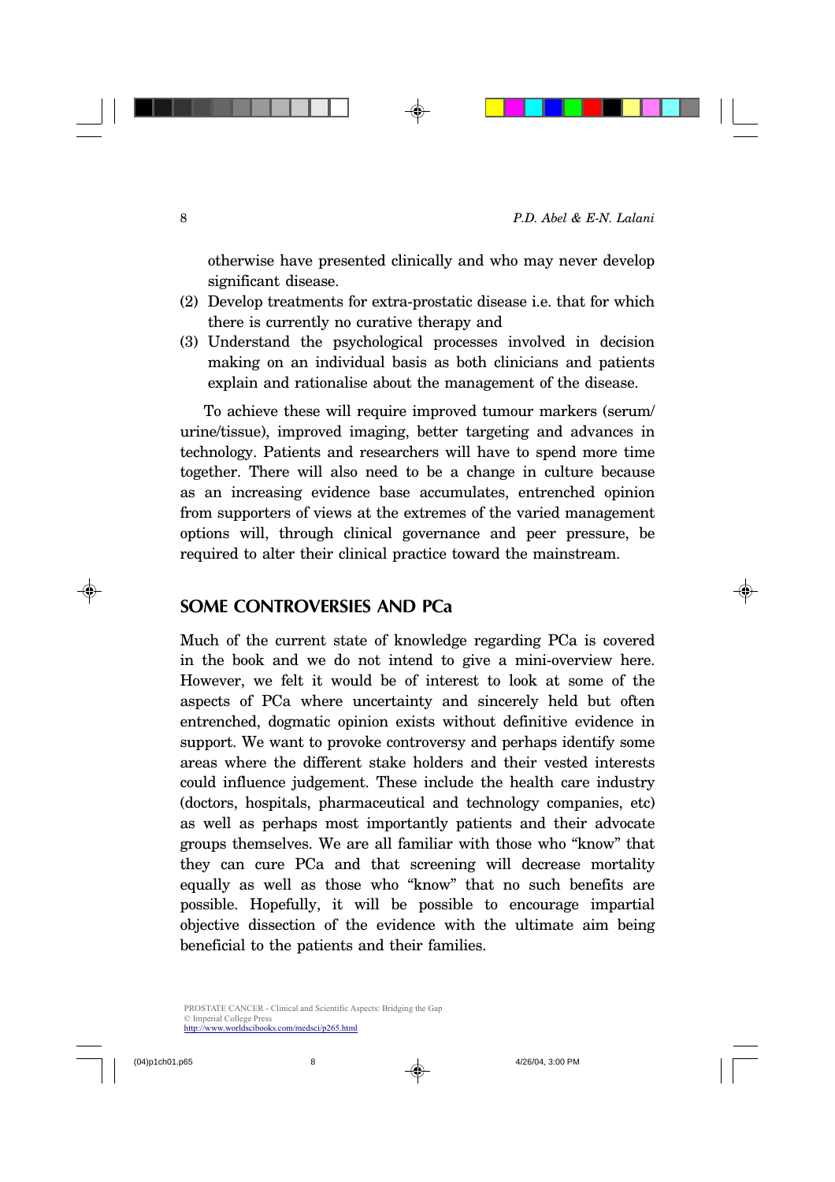otherwise have presented clinically and who may never develop significant disease.

(2) Develop treatments for extra-prostatic disease i.e. that for which there is currently no curative therapy and
(3) Understand the psychological processes involved in decision making on an individual basis as both clinicians and patients explain and rationalise about the management of the disease.

To achieve these will require improved tumour markers (serum/urine/tissue), improved imaging, better targeting and advances in technology. Patients and researchers will have to spend more time together. There will also need to be a change in culture because as an increasing evidence base accumulates, entrenched opinion from supporters of views at the extremes of the varied management options will, through clinical governance and peer pressure, be required to alter their clinical practice toward the mainstream.

## SOME CONTROVERSIES AND PCa

Much of the current state of knowledge regarding PCa is covered in the book and we do not intend to give a mini-overview here. However, we felt it would be of interest to look at some of the aspects of PCa where uncertainty and sincerely held but often entrenched, dogmatic opinion exists without definitive evidence in support. We want to provoke controversy and perhaps identify some areas where the different stake holders and their vested interests could influence judgement. These include the health care industry (doctors, hospitals, pharmaceutical and technology companies, etc) as well as perhaps most importantly patients and their advocate groups themselves. We are all familiar with those who "know" that they can cure PCa and that screening will decrease mortality equally as well as those who "know" that no such benefits are possible. Hopefully, it will be possible to encourage impartial objective dissection of the evidence with the ultimate aim being beneficial to the patients and their families.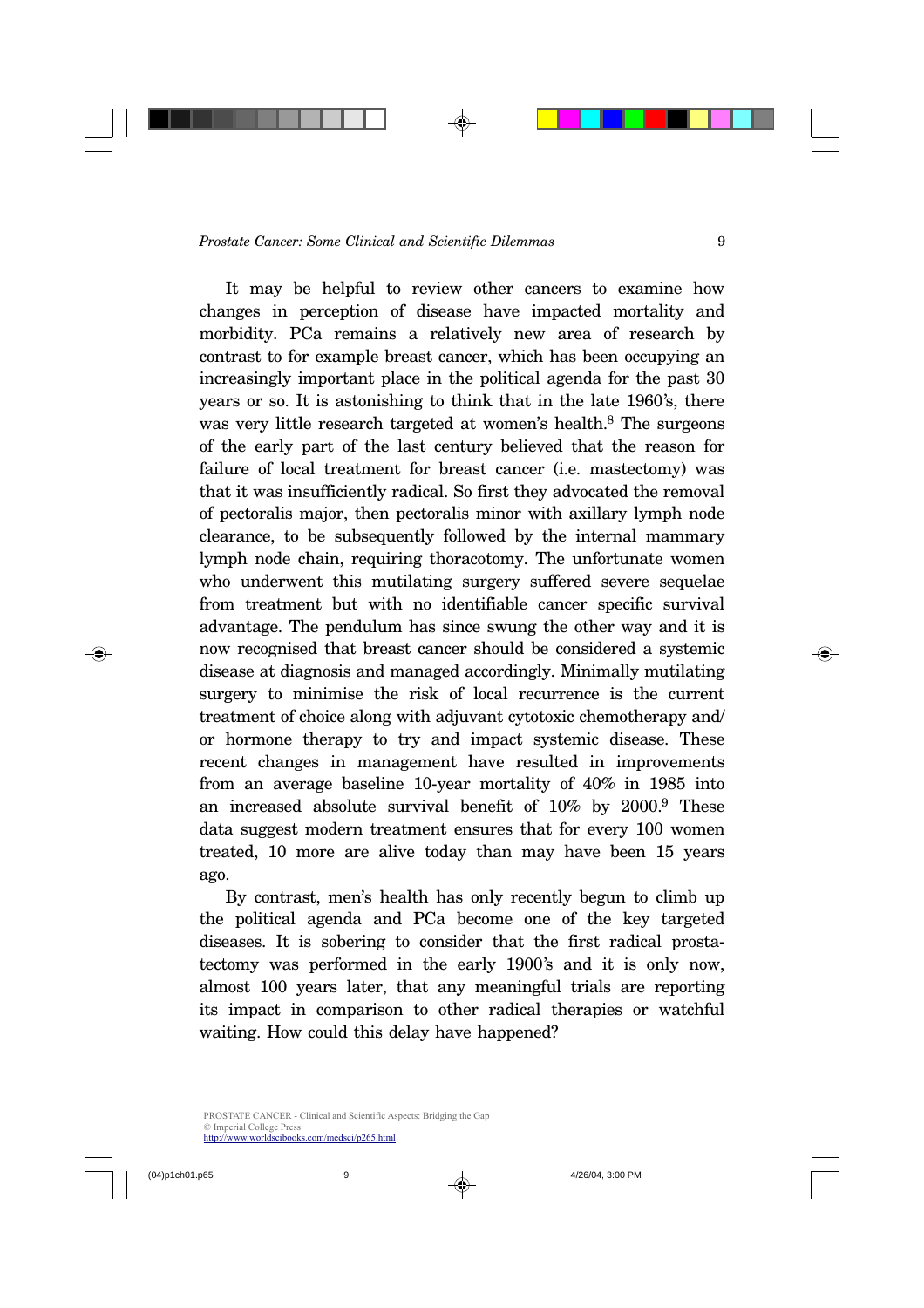It may be helpful to review other cancers to examine how changes in perception of disease have impacted mortality and morbidity. PCa remains a relatively new area of research by contrast to for example breast cancer, which has been occupying an increasingly important place in the political agenda for the past 30 years or so. It is astonishing to think that in the late 1960's, there was very little research targeted at women's health.[8] The surgeons of the early part of the last century believed that the reason for failure of local treatment for breast cancer (i.e. mastectomy) was that it was insufficiently radical. So first they advocated the removal of pectoralis major, then pectoralis minor with axillary lymph node clearance, to be subsequently followed by the internal mammary lymph node chain, requiring thoracotomy. The unfortunate women who underwent this mutilating surgery suffered severe sequelae from treatment but with no identifiable cancer specific survival advantage. The pendulum has since swung the other way and it is now recognised that breast cancer should be considered a systemic disease at diagnosis and managed accordingly. Minimally mutilating surgery to minimise the risk of local recurrence is the current treatment of choice along with adjuvant cytotoxic chemotherapy and/or hormone therapy to try and impact systemic disease. These recent changes in management have resulted in improvements from an average baseline 10-year mortality of 40% in 1985 into an increased absolute survival benefit of 10% by 2000.[9] These data suggest modern treatment ensures that for every 100 women treated, 10 more are alive today than may have been 15 years ago.

By contrast, men's health has only recently begun to climb up the political agenda and PCa become one of the key targeted diseases. It is sobering to consider that the first radical prostatectomy was performed in the early 1900's and it is only now, almost 100 years later, that any meaningful trials are reporting its impact in comparison to other radical therapies or watchful waiting. How could this delay have happened?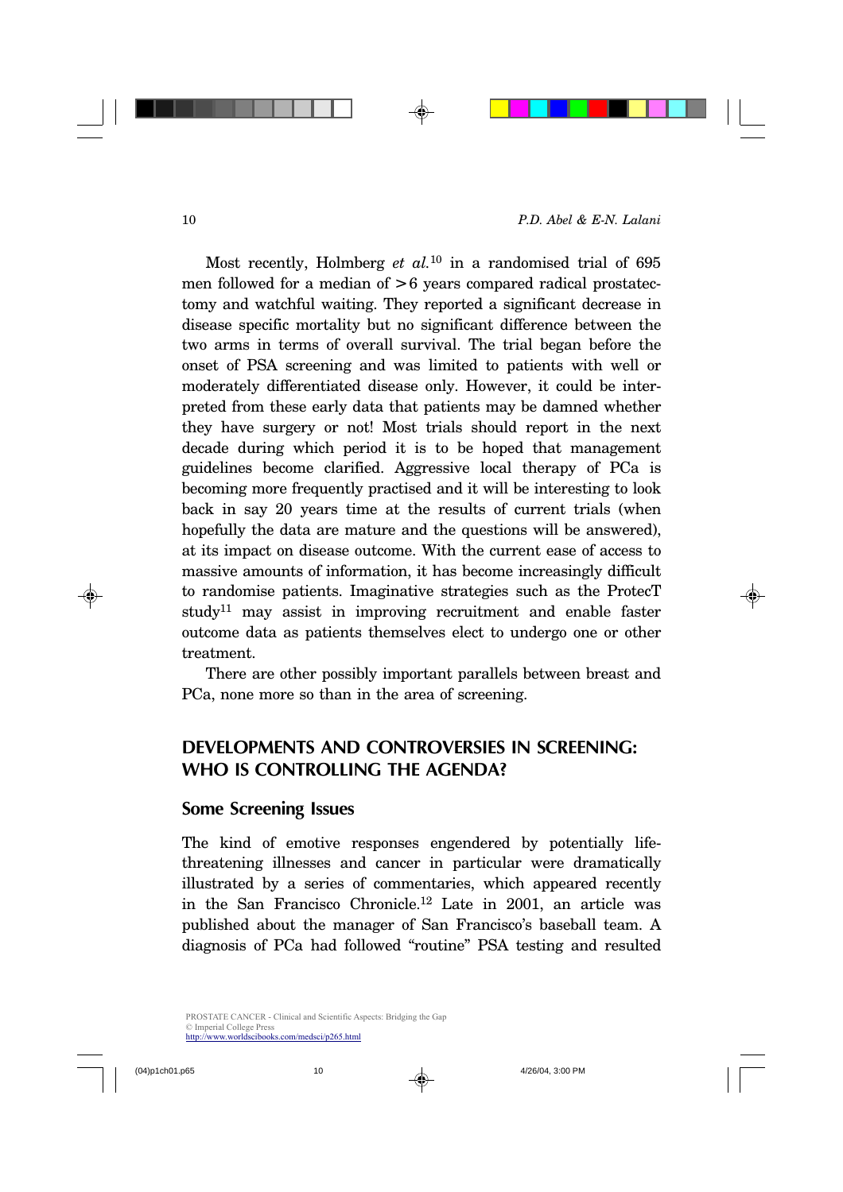Most recently, Holmberg *et al.*[10] in a randomised trial of 695 men followed for a median of >6 years compared radical prostatectomy and watchful waiting. They reported a significant decrease in disease specific mortality but no significant difference between the two arms in terms of overall survival. The trial began before the onset of PSA screening and was limited to patients with well or moderately differentiated disease only. However, it could be interpreted from these early data that patients may be damned whether they have surgery or not! Most trials should report in the next decade during which period it is to be hoped that management guidelines become clarified. Aggressive local therapy of PCa is becoming more frequently practised and it will be interesting to look back in say 20 years time at the results of current trials (when hopefully the data are mature and the questions will be answered), at its impact on disease outcome. With the current ease of access to massive amounts of information, it has become increasingly difficult to randomise patients. Imaginative strategies such as the ProtecT study[11] may assist in improving recruitment and enable faster outcome data as patients themselves elect to undergo one or other treatment.

There are other possibly important parallels between breast and PCa, none more so than in the area of screening.

## DEVELOPMENTS AND CONTROVERSIES IN SCREENING: WHO IS CONTROLLING THE AGENDA?

### Some Screening Issues

The kind of emotive responses engendered by potentially life-threatening illnesses and cancer in particular were dramatically illustrated by a series of commentaries, which appeared recently in the San Francisco Chronicle.[12] Late in 2001, an article was published about the manager of San Francisco's baseball team. A diagnosis of PCa had followed "routine" PSA testing and resulted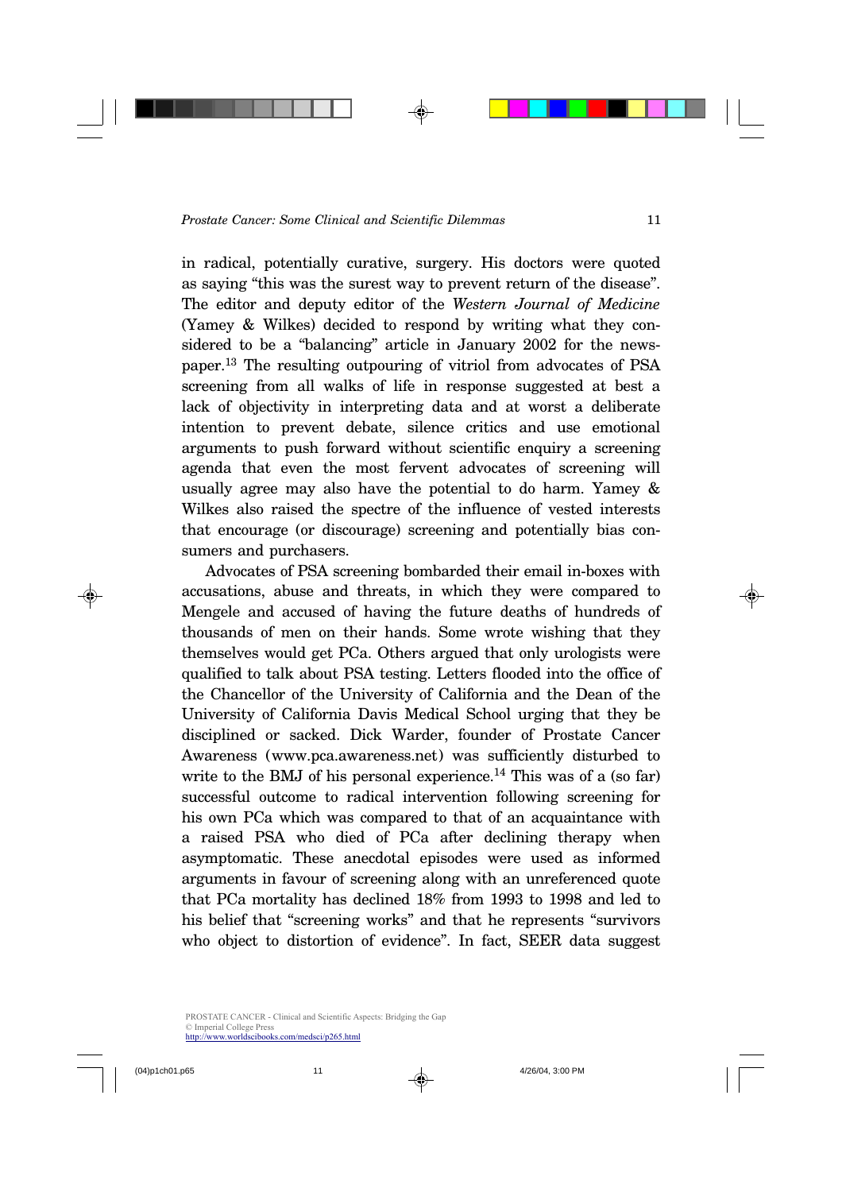in radical, potentially curative, surgery. His doctors were quoted as saying "this was the surest way to prevent return of the disease". The editor and deputy editor of the *Western Journal of Medicine* (Yamey & Wilkes) decided to respond by writing what they considered to be a "balancing" article in January 2002 for the newspaper.[13] The resulting outpouring of vitriol from advocates of PSA screening from all walks of life in response suggested at best a lack of objectivity in interpreting data and at worst a deliberate intention to prevent debate, silence critics and use emotional arguments to push forward without scientific enquiry a screening agenda that even the most fervent advocates of screening will usually agree may also have the potential to do harm. Yamey & Wilkes also raised the spectre of the influence of vested interests that encourage (or discourage) screening and potentially bias consumers and purchasers.

Advocates of PSA screening bombarded their email in-boxes with accusations, abuse and threats, in which they were compared to Mengele and accused of having the future deaths of hundreds of thousands of men on their hands. Some wrote wishing that they themselves would get PCa. Others argued that only urologists were qualified to talk about PSA testing. Letters flooded into the office of the Chancellor of the University of California and the Dean of the University of California Davis Medical School urging that they be disciplined or sacked. Dick Warder, founder of Prostate Cancer Awareness (www.pca.awareness.net) was sufficiently disturbed to write to the BMJ of his personal experience.[14] This was of a (so far) successful outcome to radical intervention following screening for his own PCa which was compared to that of an acquaintance with a raised PSA who died of PCa after declining therapy when asymptomatic. These anecdotal episodes were used as informed arguments in favour of screening along with an unreferenced quote that PCa mortality has declined 18% from 1993 to 1998 and led to his belief that "screening works" and that he represents "survivors who object to distortion of evidence". In fact, SEER data suggest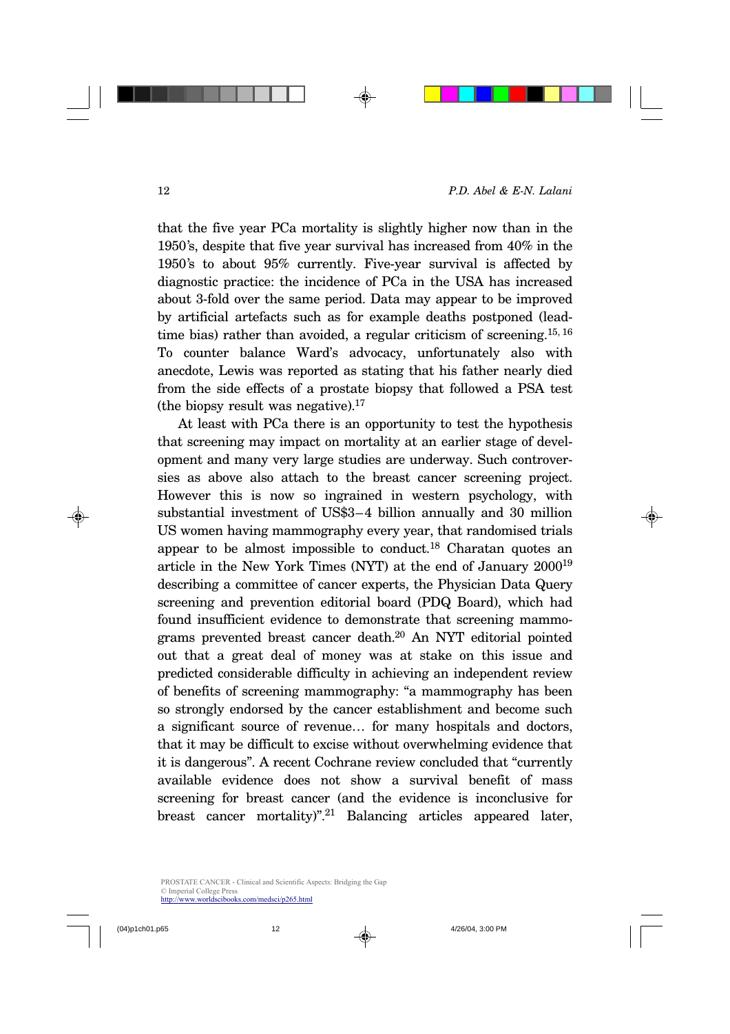that the five year PCa mortality is slightly higher now than in the 1950's, despite that five year survival has increased from 40% in the 1950's to about 95% currently. Five-year survival is affected by diagnostic practice: the incidence of PCa in the USA has increased about 3-fold over the same period. Data may appear to be improved by artificial artefacts such as for example deaths postponed (lead-time bias) rather than avoided, a regular criticism of screening.[15, 16] To counter balance Ward's advocacy, unfortunately also with anecdote, Lewis was reported as stating that his father nearly died from the side effects of a prostate biopsy that followed a PSA test (the biopsy result was negative).[17]

At least with PCa there is an opportunity to test the hypothesis that screening may impact on mortality at an earlier stage of development and many very large studies are underway. Such controversies as above also attach to the breast cancer screening project. However this is now so ingrained in western psychology, with substantial investment of US$3–4 billion annually and 30 million US women having mammography every year, that randomised trials appear to be almost impossible to conduct.[18] Charatan quotes an article in the New York Times (NYT) at the end of January 2000[19] describing a committee of cancer experts, the Physician Data Query screening and prevention editorial board (PDQ Board), which had found insufficient evidence to demonstrate that screening mammograms prevented breast cancer death.[20] An NYT editorial pointed out that a great deal of money was at stake on this issue and predicted considerable difficulty in achieving an independent review of benefits of screening mammography: "a mammography has been so strongly endorsed by the cancer establishment and become such a significant source of revenue… for many hospitals and doctors, that it may be difficult to excise without overwhelming evidence that it is dangerous". A recent Cochrane review concluded that "currently available evidence does not show a survival benefit of mass screening for breast cancer (and the evidence is inconclusive for breast cancer mortality)".[21] Balancing articles appeared later,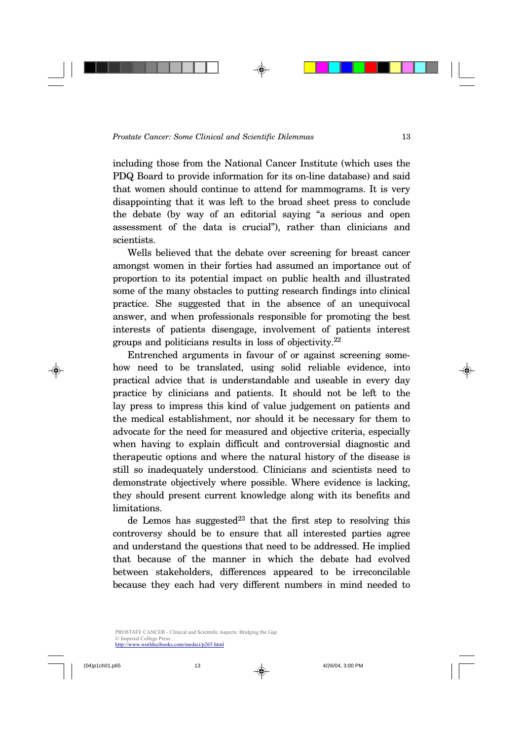including those from the National Cancer Institute (which uses the PDQ Board to provide information for its on-line database) and said that women should continue to attend for mammograms. It is very disappointing that it was left to the broad sheet press to conclude the debate (by way of an editorial saying "a serious and open assessment of the data is crucial"), rather than clinicians and scientists.

Wells believed that the debate over screening for breast cancer amongst women in their forties had assumed an importance out of proportion to its potential impact on public health and illustrated some of the many obstacles to putting research findings into clinical practice. She suggested that in the absence of an unequivocal answer, and when professionals responsible for promoting the best interests of patients disengage, involvement of patients interest groups and politicians results in loss of objectivity.[22]

Entrenched arguments in favour of or against screening somehow need to be translated, using solid reliable evidence, into practical advice that is understandable and useable in every day practice by clinicians and patients. It should not be left to the lay press to impress this kind of value judgement on patients and the medical establishment, nor should it be necessary for them to advocate for the need for measured and objective criteria, especially when having to explain difficult and controversial diagnostic and therapeutic options and where the natural history of the disease is still so inadequately understood. Clinicians and scientists need to demonstrate objectively where possible. Where evidence is lacking, they should present current knowledge along with its benefits and limitations.

de Lemos has suggested[23] that the first step to resolving this controversy should be to ensure that all interested parties agree and understand the questions that need to be addressed. He implied that because of the manner in which the debate had evolved between stakeholders, differences appeared to be irreconcilable because they each had very different numbers in mind needed to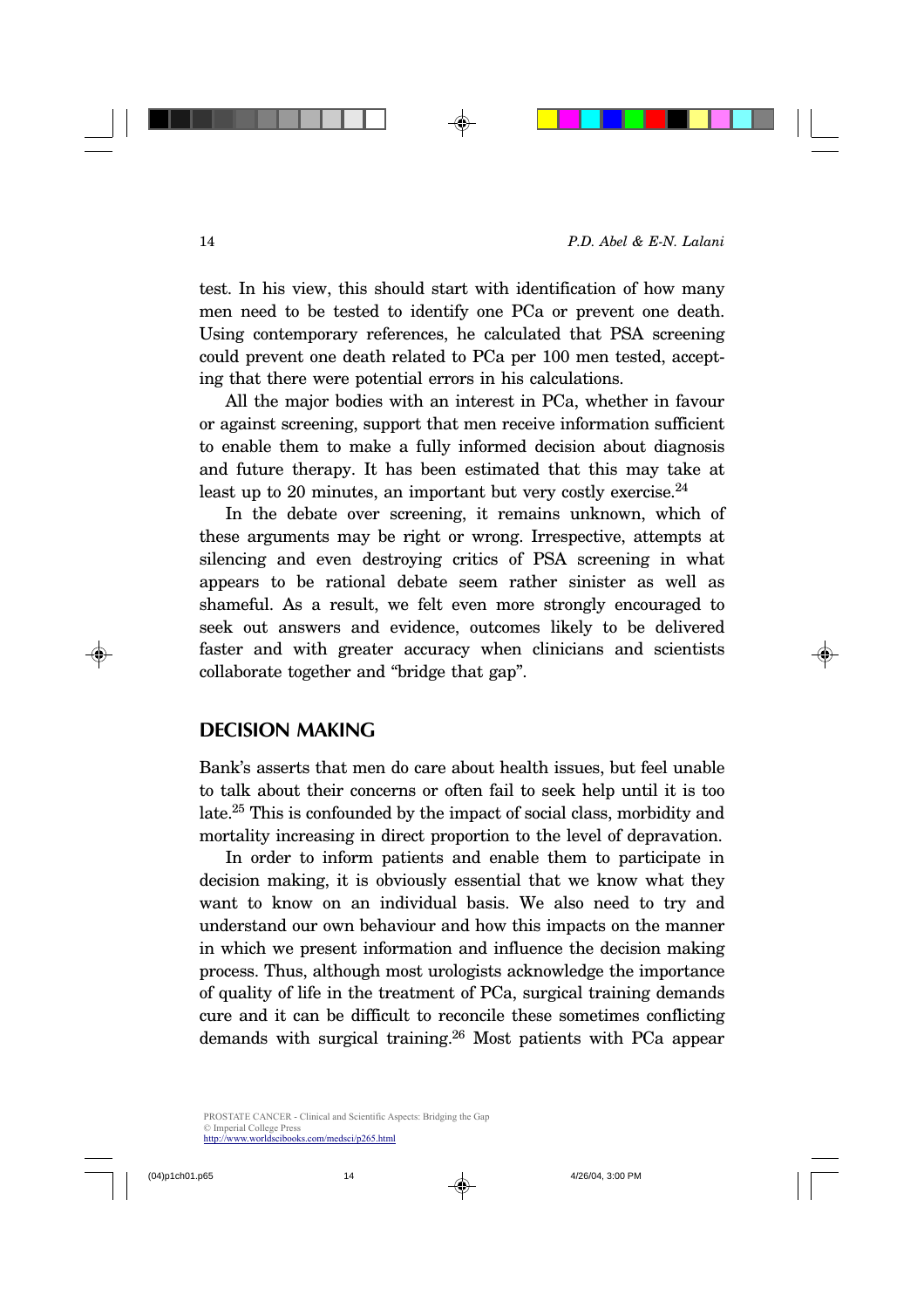test. In his view, this should start with identification of how many men need to be tested to identify one PCa or prevent one death. Using contemporary references, he calculated that PSA screening could prevent one death related to PCa per 100 men tested, accepting that there were potential errors in his calculations.

All the major bodies with an interest in PCa, whether in favour or against screening, support that men receive information sufficient to enable them to make a fully informed decision about diagnosis and future therapy. It has been estimated that this may take at least up to 20 minutes, an important but very costly exercise.[24]

In the debate over screening, it remains unknown, which of these arguments may be right or wrong. Irrespective, attempts at silencing and even destroying critics of PSA screening in what appears to be rational debate seem rather sinister as well as shameful. As a result, we felt even more strongly encouraged to seek out answers and evidence, outcomes likely to be delivered faster and with greater accuracy when clinicians and scientists collaborate together and "bridge that gap".

## DECISION MAKING

Bank's asserts that men do care about health issues, but feel unable to talk about their concerns or often fail to seek help until it is too late.[25] This is confounded by the impact of social class, morbidity and mortality increasing in direct proportion to the level of depravation.

In order to inform patients and enable them to participate in decision making, it is obviously essential that we know what they want to know on an individual basis. We also need to try and understand our own behaviour and how this impacts on the manner in which we present information and influence the decision making process. Thus, although most urologists acknowledge the importance of quality of life in the treatment of PCa, surgical training demands cure and it can be difficult to reconcile these sometimes conflicting demands with surgical training.[26] Most patients with PCa appear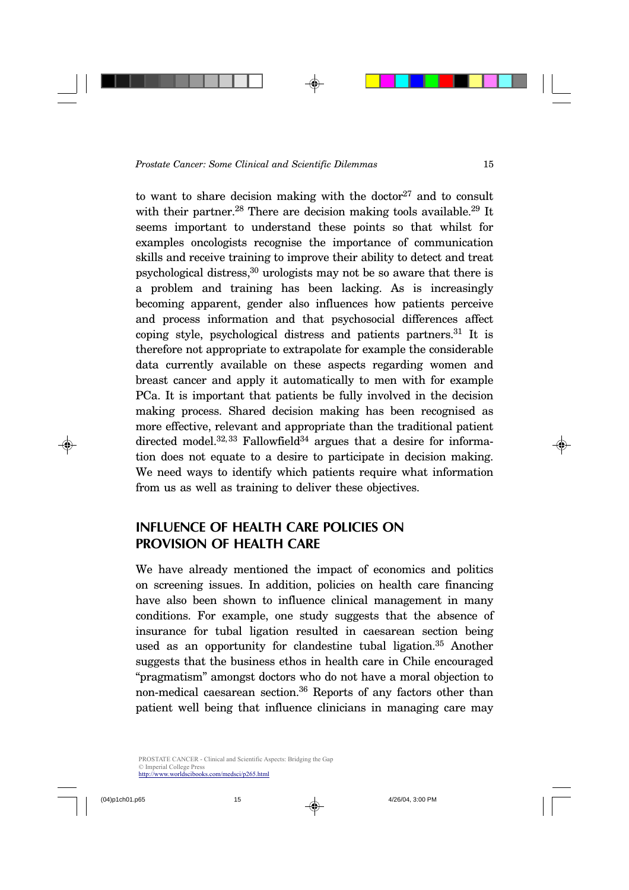to want to share decision making with the doctor[27] and to consult with their partner.[28] There are decision making tools available.[29] It seems important to understand these points so that whilst for examples oncologists recognise the importance of communication skills and receive training to improve their ability to detect and treat psychological distress,[30] urologists may not be so aware that there is a problem and training has been lacking. As is increasingly becoming apparent, gender also influences how patients perceive and process information and that psychosocial differences affect coping style, psychological distress and patients partners.[31] It is therefore not appropriate to extrapolate for example the considerable data currently available on these aspects regarding women and breast cancer and apply it automatically to men with for example PCa. It is important that patients be fully involved in the decision making process. Shared decision making has been recognised as more effective, relevant and appropriate than the traditional patient directed model.[32,33] Fallowfield[34] argues that a desire for information does not equate to a desire to participate in decision making. We need ways to identify which patients require what information from us as well as training to deliver these objectives.

## INFLUENCE OF HEALTH CARE POLICIES ON PROVISION OF HEALTH CARE

We have already mentioned the impact of economics and politics on screening issues. In addition, policies on health care financing have also been shown to influence clinical management in many conditions. For example, one study suggests that the absence of insurance for tubal ligation resulted in caesarean section being used as an opportunity for clandestine tubal ligation.[35] Another suggests that the business ethos in health care in Chile encouraged "pragmatism" amongst doctors who do not have a moral objection to non-medical caesarean section.[36] Reports of any factors other than patient well being that influence clinicians in managing care may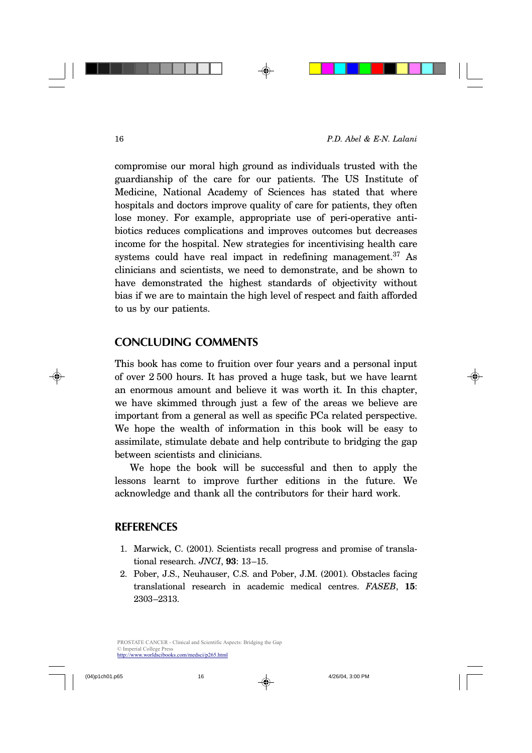compromise our moral high ground as individuals trusted with the guardianship of the care for our patients. The US Institute of Medicine, National Academy of Sciences has stated that where hospitals and doctors improve quality of care for patients, they often lose money. For example, appropriate use of peri-operative antibiotics reduces complications and improves outcomes but decreases income for the hospital. New strategies for incentivising health care systems could have real impact in redefining management.[37] As clinicians and scientists, we need to demonstrate, and be shown to have demonstrated the highest standards of objectivity without bias if we are to maintain the high level of respect and faith afforded to us by our patients.

## CONCLUDING COMMENTS

This book has come to fruition over four years and a personal input of over 2 500 hours. It has proved a huge task, but we have learnt an enormous amount and believe it was worth it. In this chapter, we have skimmed through just a few of the areas we believe are important from a general as well as specific PCa related perspective. We hope the wealth of information in this book will be easy to assimilate, stimulate debate and help contribute to bridging the gap between scientists and clinicians.

We hope the book will be successful and then to apply the lessons learnt to improve further editions in the future. We acknowledge and thank all the contributors for their hard work.

## REFERENCES

1. Marwick, C. (2001). Scientists recall progress and promise of translational research. *JNCI*, **93**: 13–15.
2. Pober, J.S., Neuhauser, C.S. and Pober, J.M. (2001). Obstacles facing translational research in academic medical centres. *FASEB*, **15**: 2303–2313.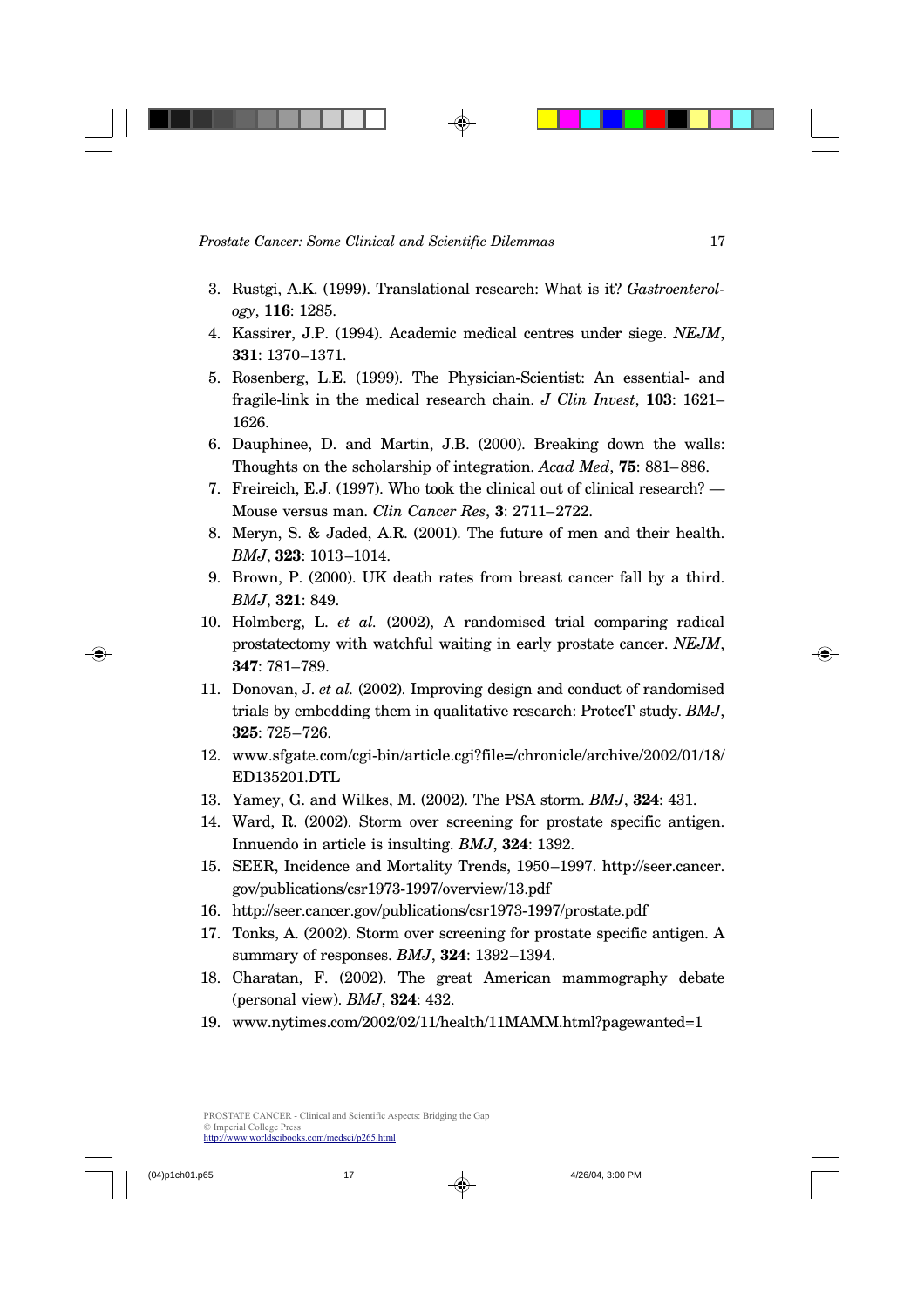3. Rustgi, A.K. (1999). Translational research: What is it? *Gastroenterology*, **116**: 1285.
4. Kassirer, J.P. (1994). Academic medical centres under siege. *NEJM*, **331**: 1370–1371.
5. Rosenberg, L.E. (1999). The Physician-Scientist: An essential- and fragile-link in the medical research chain. *J Clin Invest*, **103**: 1621–1626.
6. Dauphinee, D. and Martin, J.B. (2000). Breaking down the walls: Thoughts on the scholarship of integration. *Acad Med*, **75**: 881–886.
7. Freireich, E.J. (1997). Who took the clinical out of clinical research? — Mouse versus man. *Clin Cancer Res*, **3**: 2711–2722.
8. Meryn, S. & Jaded, A.R. (2001). The future of men and their health. *BMJ*, **323**: 1013–1014.
9. Brown, P. (2000). UK death rates from breast cancer fall by a third. *BMJ*, **321**: 849.
10. Holmberg, L. *et al.* (2002), A randomised trial comparing radical prostatectomy with watchful waiting in early prostate cancer. *NEJM*, **347**: 781–789.
11. Donovan, J. *et al.* (2002). Improving design and conduct of randomised trials by embedding them in qualitative research: ProtecT study. *BMJ*, **325**: 725–726.
12. www.sfgate.com/cgi-bin/article.cgi?file=/chronicle/archive/2002/01/18/ED135201.DTL
13. Yamey, G. and Wilkes, M. (2002). The PSA storm. *BMJ*, **324**: 431.
14. Ward, R. (2002). Storm over screening for prostate specific antigen. Innuendo in article is insulting. *BMJ*, **324**: 1392.
15. SEER, Incidence and Mortality Trends, 1950–1997. http://seer.cancer.gov/publications/csr1973-1997/overview/13.pdf
16. http://seer.cancer.gov/publications/csr1973-1997/prostate.pdf
17. Tonks, A. (2002). Storm over screening for prostate specific antigen. A summary of responses. *BMJ*, **324**: 1392–1394.
18. Charatan, F. (2002). The great American mammography debate (personal view). *BMJ*, **324**: 432.
19. www.nytimes.com/2002/02/11/health/11MAMM.html?pagewanted=1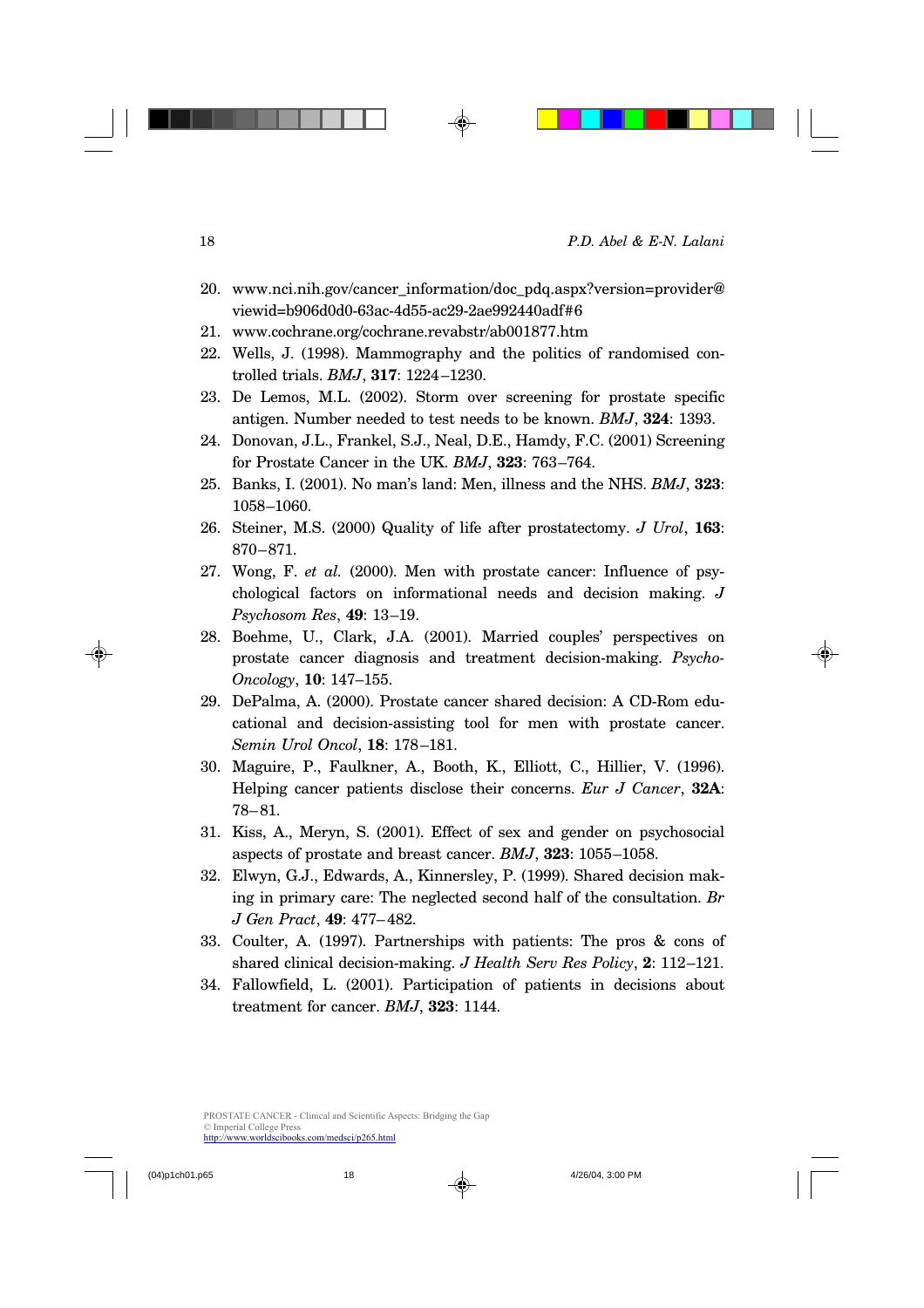20. www.nci.nih.gov/cancer_information/doc_pdq.aspx?version=provider@viewid=b906d0d0-63ac-4d55-ac29-2ae992440adf#6
21. www.cochrane.org/cochrane.revabstr/ab001877.htm
22. Wells, J. (1998). Mammography and the politics of randomised controlled trials. *BMJ*, **317**: 1224–1230.
23. De Lemos, M.L. (2002). Storm over screening for prostate specific antigen. Number needed to test needs to be known. *BMJ*, **324**: 1393.
24. Donovan, J.L., Frankel, S.J., Neal, D.E., Hamdy, F.C. (2001) Screening for Prostate Cancer in the UK. *BMJ*, **323**: 763–764.
25. Banks, I. (2001). No man's land: Men, illness and the NHS. *BMJ*, **323**: 1058–1060.
26. Steiner, M.S. (2000) Quality of life after prostatectomy. *J Urol*, **163**: 870–871.
27. Wong, F. *et al.* (2000). Men with prostate cancer: Influence of psychological factors on informational needs and decision making. *J Psychosom Res*, **49**: 13–19.
28. Boehme, U., Clark, J.A. (2001). Married couples' perspectives on prostate cancer diagnosis and treatment decision-making. *Psycho-Oncology*, **10**: 147–155.
29. DePalma, A. (2000). Prostate cancer shared decision: A CD-Rom educational and decision-assisting tool for men with prostate cancer. *Semin Urol Oncol*, **18**: 178–181.
30. Maguire, P., Faulkner, A., Booth, K., Elliott, C., Hillier, V. (1996). Helping cancer patients disclose their concerns. *Eur J Cancer*, **32A**: 78–81.
31. Kiss, A., Meryn, S. (2001). Effect of sex and gender on psychosocial aspects of prostate and breast cancer. *BMJ*, **323**: 1055–1058.
32. Elwyn, G.J., Edwards, A., Kinnersley, P. (1999). Shared decision making in primary care: The neglected second half of the consultation. *Br J Gen Pract*, **49**: 477–482.
33. Coulter, A. (1997). Partnerships with patients: The pros & cons of shared clinical decision-making. *J Health Serv Res Policy*, **2**: 112–121.
34. Fallowfield, L. (2001). Participation of patients in decisions about treatment for cancer. *BMJ*, **323**: 1144.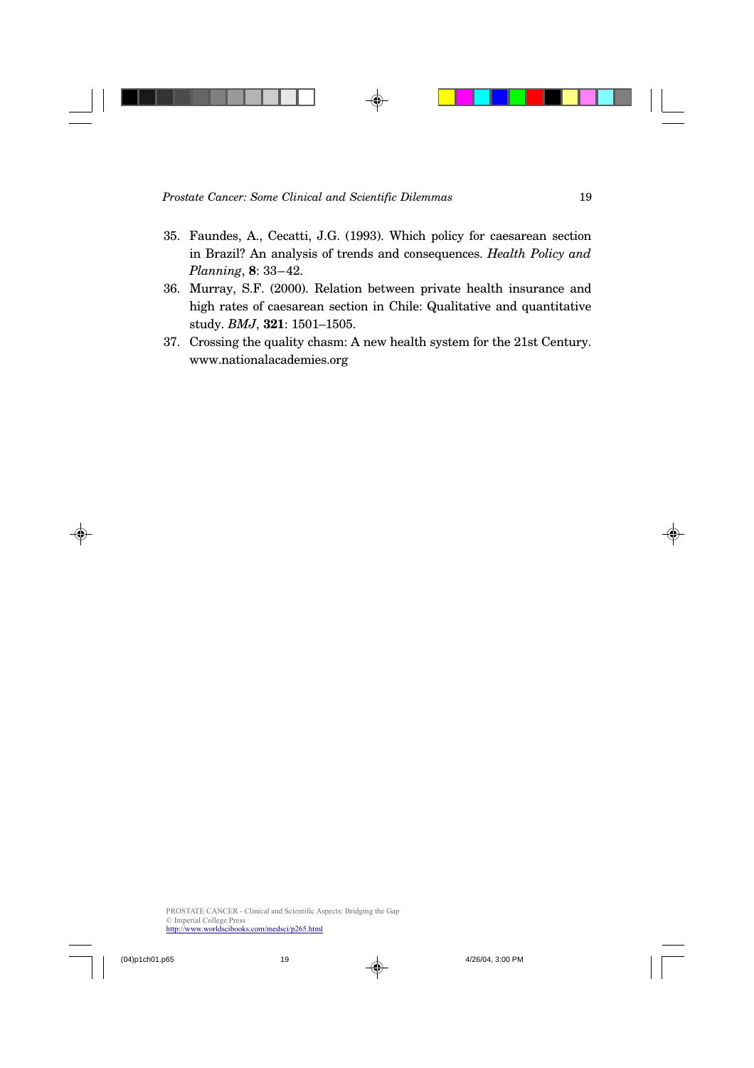35. Faundes, A., Cecatti, J.G. (1993). Which policy for caesarean section in Brazil? An analysis of trends and consequences. *Health Policy and Planning*, **8**: 33–42.
36. Murray, S.F. (2000). Relation between private health insurance and high rates of caesarean section in Chile: Qualitative and quantitative study. *BMJ*, **321**: 1501–1505.
37. Crossing the quality chasm: A new health system for the 21st Century. www.nationalacademies.org